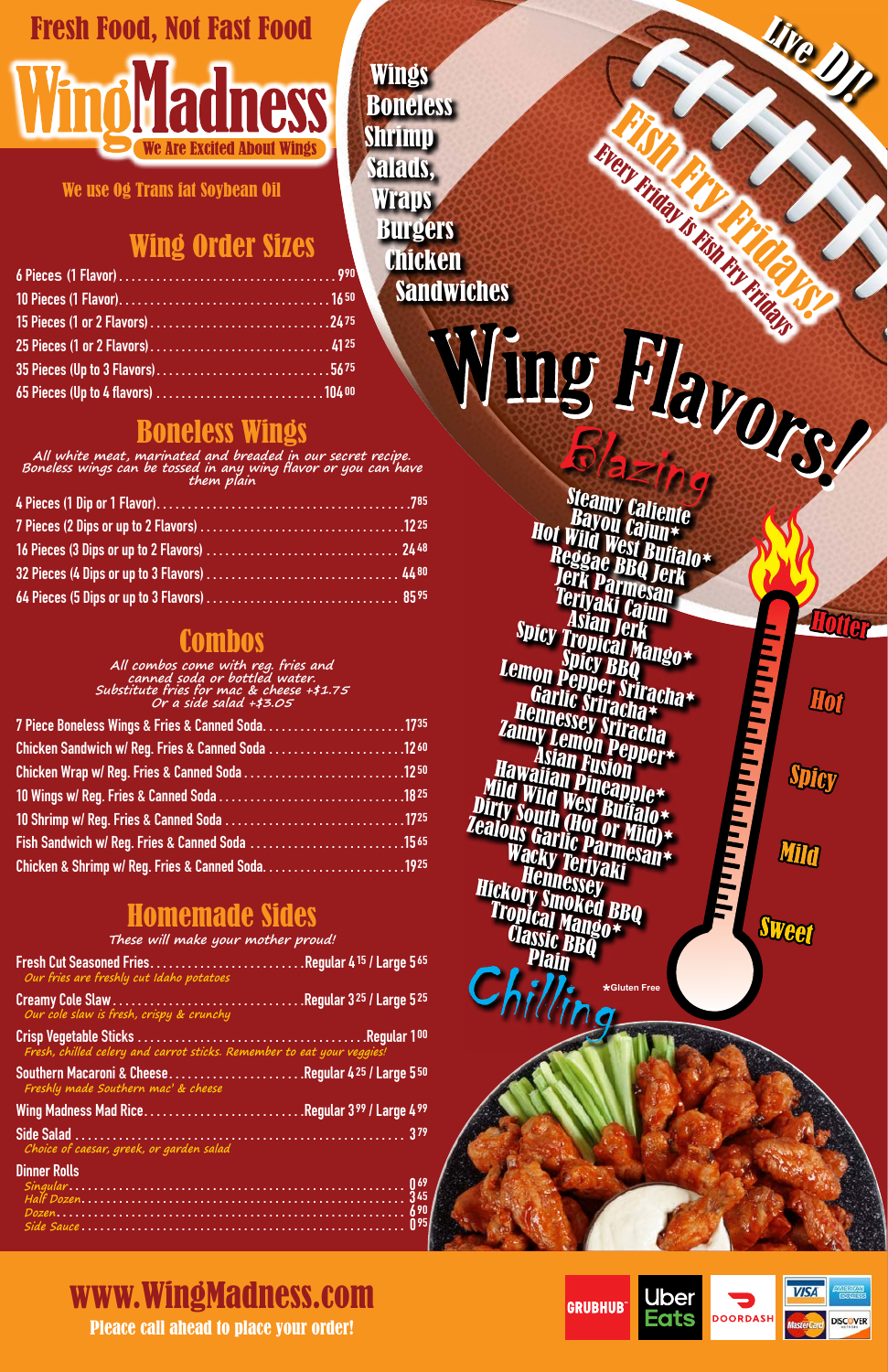Fresh Food, Not Fast Food

# WingMadness

We Are Excited About Wings

We use 0g Trans fat Soybean Oil

Wings
Boneless
Shrimp
Salads,
Wraps
Burgers
Chicken
Sandwiches

Live DJ!

Fish Fry Fridays!
Every Friday is Fish Fry Fridays

## Wing Order Sizes

| Item | Price |
|---|---|
| 6 Pieces (1 Flavor) | 9.90 |
| 10 Pieces (1 Flavor) | 16.50 |
| 15 Pieces (1 or 2 Flavors) | 24.75 |
| 25 Pieces (1 or 2 Flavors) | 41.25 |
| 35 Pieces (Up to 3 Flavors) | 56.75 |
| 65 Pieces (Up to 4 flavors) | 104.00 |

## Boneless Wings

*All white meat, marinated and breaded in our secret recipe. Boneless wings can be tossed in any wing flavor or you can have them plain*

| Item | Price |
|---|---|
| 4 Pieces (1 Dip or 1 Flavor) | 7.85 |
| 7 Pieces (2 Dips or up to 2 Flavors) | 12.25 |
| 16 Pieces (3 Dips or up to 2 Flavors) | 24.48 |
| 32 Pieces (4 Dips or up to 3 Flavors) | 44.80 |
| 64 Pieces (5 Dips or up to 3 Flavors) | 85.95 |

## Combos

*All combos come with reg. fries and canned soda or bottled water. Substitute fries for mac & cheese +$1.75 Or a side salad +$3.05*

| Item | Price |
|---|---|
| 7 Piece Boneless Wings & Fries & Canned Soda | 17.35 |
| Chicken Sandwich w/ Reg. Fries & Canned Soda | 12.60 |
| Chicken Wrap w/ Reg. Fries & Canned Soda | 12.50 |
| 10 Wings w/ Reg. Fries & Canned Soda | 18.25 |
| 10 Shrimp w/ Reg. Fries & Canned Soda | 17.25 |
| Fish Sandwich w/ Reg. Fries & Canned Soda | 15.65 |
| Chicken & Shrimp w/ Reg. Fries & Canned Soda | 19.25 |

## Homemade Sides

*These will make your mother proud!*

| Item | Price |
|---|---|
| Fresh Cut Seasoned Fries — *Our fries are freshly cut Idaho potatoes* | Regular 4.15 / Large 5.65 |
| Creamy Cole Slaw — *Our cole slaw is fresh, crispy & crunchy* | Regular 3.25 / Large 5.25 |
| Crisp Vegetable Sticks — *Fresh, chilled celery and carrot sticks. Remember to eat your veggies!* | Regular 1.00 |
| Southern Macaroni & Cheese — *Freshly made Southern mac' & cheese* | Regular 4.25 / Large 5.50 |
| Wing Madness Mad Rice | Regular 3.99 / Large 4.99 |
| Side Salad — *Choice of caesar, greek, or garden salad* | 3.79 |

**Dinner Rolls**

| Item | Price |
|---|---|
| *Singular* | 0.69 |
| *Half Dozen* | 3.45 |
| *Dozen* | 6.90 |
| *Side Sauce* | 0.95 |

## Wing Flavors!

Blazing

- Steamy Caliente
- Bayou Cajun*
- Hot Wild West Buffalo*
- Reggae BBQ Jerk
- Jerk Parmesan
- Teriyaki Cajun
- Asian Jerk
- Spicy Tropical Mango*
- Spicy BBQ
- Lemon Pepper Sriracha*
- Garlic Sriracha*
- Hennessey Sriracha
- Zanny Lemon Pepper*
- Asian Fusion
- Hawaiian Pineapple*
- Mild Wild West Buffalo*
- Dirty South (Hot or Mild)*
- Zealous Garlic Parmesan*
- Wacky Teriyaki
- Hennessey
- Hickory Smoked BBQ
- Tropical Mango*
- Classic BBQ
- Plain

Chilling

*Gluten Free

Hotter / Hot / Spicy / Mild / Sweet

www.WingMadness.com

Pleace call ahead to place your order!

GRUBHUB · Uber Eats · DOORDASH · VISA · AMERICAN EXPRESS · MasterCard · DISCOVER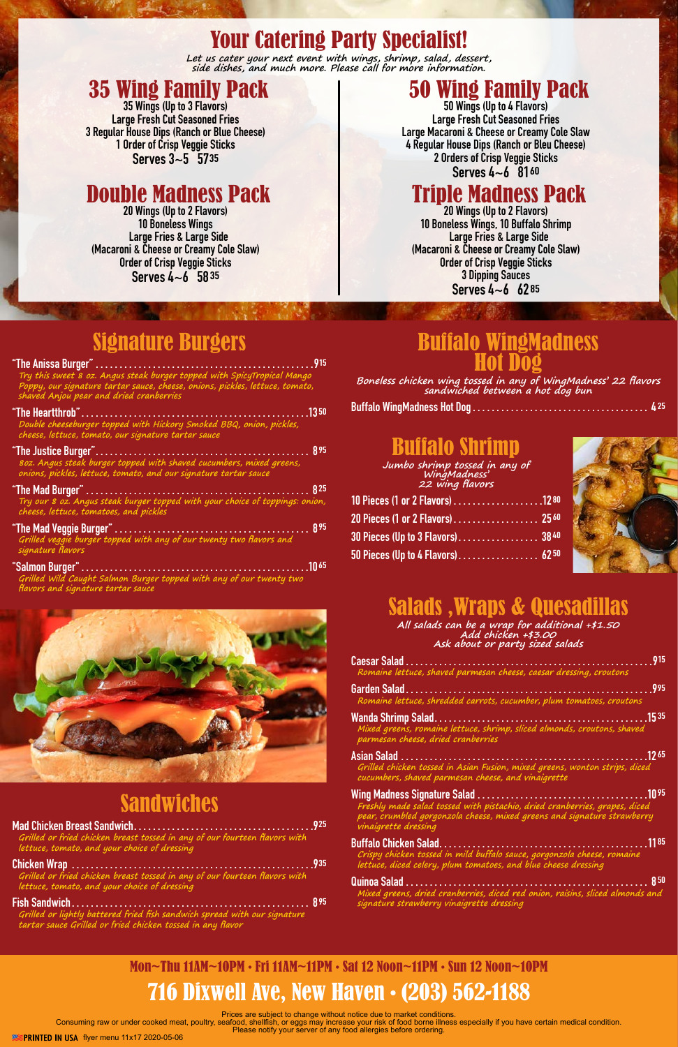# Your Catering Party Specialist!

*Let us cater your next event with wings, shrimp, salad, dessert, side dishes, and much more. Please call for more information.*

## 35 Wing Family Pack

35 Wings (Up to 3 Flavors)
Large Fresh Cut Seasoned Fries
3 Regular House Dips (Ranch or Blue Cheese)
1 Order of Crisp Veggie Sticks
Serves 3~5 57.35

## 50 Wing Family Pack

50 Wings (Up to 4 Flavors)
Large Fresh Cut Seasoned Fries
Large Macaroni & Cheese or Creamy Cole Slaw
4 Regular House Dips (Ranch or Bleu Cheese)
2 Orders of Crisp Veggie Sticks
Serves 4~6 81.60

## Double Madness Pack

20 Wings (Up to 2 Flavors)
10 Boneless Wings
Large Fries & Large Side
(Macaroni & Cheese or Creamy Cole Slaw)
Order of Crisp Veggie Sticks
Serves 4~6 58.35

## Triple Madness Pack

20 Wings (Up to 2 Flavors)
10 Boneless Wings, 10 Buffalo Shrimp
Large Fries & Large Side
(Macaroni & Cheese or Creamy Cole Slaw)
Order of Crisp Veggie Sticks
3 Dipping Sauces
Serves 4~6 62.85

## Signature Burgers

**"The Anissa Burger"** .......... 9.15
*Try this sweet 8 oz. Angus steak burger topped with SpicyTropical Mango Poppy, our signature tartar sauce, cheese, onions, pickles, lettuce, tomato, shaved Anjou pear and dried cranberries*

**"The Heartthrob"** .......... 13.50
*Double cheeseburger topped with Hickory Smoked BBQ, onion, pickles, cheese, lettuce, tomato, our signature tartar sauce*

**"The Justice Burger"** .......... 8.95
*8oz. Angus steak burger topped with shaved cucumbers, mixed greens, onions, pickles, lettuce, tomato, and our signature tartar sauce*

**"The Mad Burger"** .......... 8.25
*Try our 8 oz. Angus steak burger topped with your choice of toppings: onion, cheese, lettuce, tomatoes, and pickles*

**"The Mad Veggie Burger"** .......... 8.95
*Grilled veggie burger topped with any of our twenty two flavors and signature flavors*

**"Salmon Burger"** .......... 10.65
*Grilled Wild Caught Salmon Burger topped with any of our twenty two flavors and signature tartar sauce*

## Sandwiches

**Mad Chicken Breast Sandwich** .......... 9.25
*Grilled or fried chicken breast tossed in any of our fourteen flavors with lettuce, tomato, and your choice of dressing*

**Chicken Wrap** .......... 9.35
*Grilled or fried chicken breast tossed in any of our fourteen flavors with lettuce, tomato, and your choice of dressing*

**Fish Sandwich** .......... 8.95
*Grilled or lightly battered fried fish sandwich spread with our signature tartar sauce Grilled or fried chicken tossed in any flavor*

## Buffalo WingMadness Hot Dog

*Boneless chicken wing tossed in any of WingMadness' 22 flavors sandwiched between a hot dog bun*

**Buffalo WingMadness Hot Dog** .......... 4.25

## Buffalo Shrimp

*Jumbo shrimp tossed in any of WingMadness' 22 wing flavors*

**10 Pieces (1 or 2 Flavors)** .......... 12.80
**20 Pieces (1 or 2 Flavors)** .......... 25.60
**30 Pieces (Up to 3 Flavors)** .......... 38.40
**50 Pieces (Up to 4 Flavors)** .......... 62.50

## Salads ,Wraps & Quesadillas

*All salads can be a wrap for additional +$1.50*
*Add chicken +$3.00*
*Ask about or party sized salads*

**Caesar Salad** .......... 9.15
*Romaine lettuce, shaved parmesan cheese, caesar dressing, croutons*

**Garden Salad** .......... 9.95
*Romaine lettuce, shredded carrots, cucumber, plum tomatoes, croutons*

**Wanda Shrimp Salad** .......... 15.35
*Mixed greens, romaine lettuce, shrimp, sliced almonds, croutons, shaved parmesan cheese, dried cranberries*

**Asian Salad** .......... 12.65
*Grilled chicken tossed in Asian Fusion, mixed greens, wonton strips, diced cucumbers, shaved parmesan cheese, and vinaigrette*

**Wing Madness Signature Salad** .......... 10.95
*Freshly made salad tossed with pistachio, dried cranberries, grapes, diced pear, crumbled gorgonzola cheese, mixed greens and signature strawberry vinaigrette dressing*

**Buffalo Chicken Salad** .......... 11.85
*Crispy chicken tossed in mild buffalo sauce, gorgonzola cheese, romaine lettuce, diced celery, plum tomatoes, and blue cheese dressing*

**Quinoa Salad** .......... 8.50
*Mixed greens, dried cranberries, diced red onion, raisins, sliced almonds and signature strawberry vinaigrette dressing*

Mon~Thu 11AM~10PM • Fri 11AM~11PM • Sat 12 Noon~11PM • Sun 12 Noon~10PM

## 716 Dixwell Ave, New Haven • (203) 562-1188

Prices are subject to change without notice due to market conditions.
Consuming raw or under cooked meat, poultry, seafood, shellfish, or eggs may increase your risk of food borne illness especially if you have certain medical condition.
Please notify your server of any food allergies before ordering.

PRINTED IN USA flyer menu 11x17 2020-05-06